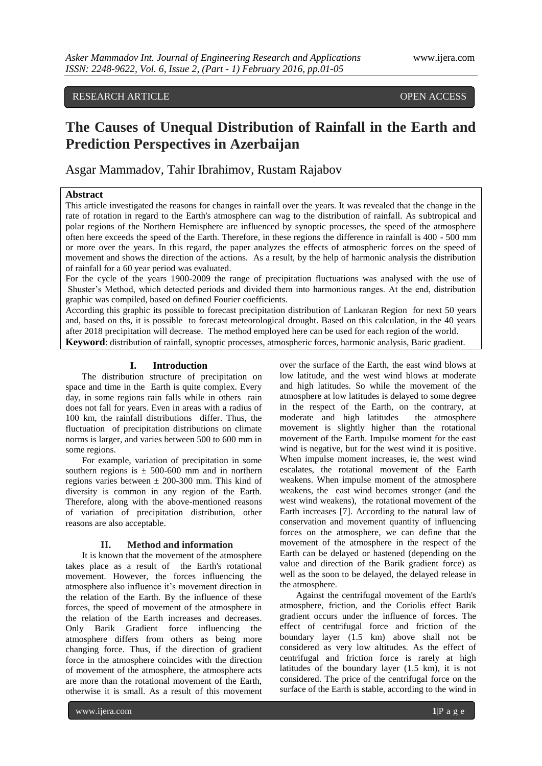RESEARCH ARTICLE OPEN ACCESS

# The Causes of Unequal Distribution of Rainfall in the Earth and Prediction Perspectives in Azerbaijan

Asgar Mammadov, Tahir Ibrahimov, Rustam Rajabov

## Abstract

This article investigated the reasons for changes in rainfall over the years. It was revealed that the change in the rate of rotation in regard to the Earth's atmosphere can wag to the distribution of rainfall. As subtropical and polar regions of the Northern Hemisphere are influenced by synoptic processes, the speed of the atmosphere often here exceeds the speed of the Earth. Therefore, in these regions the difference in rainfall is 400 - 500 mm or more over the years. In this regard, the paper analyzes the effects of atmospheric forces on the speed of movement and shows the direction of the actions. As a result, by the help of harmonic analysis the distribution of rainfall for a 60 year period was evaluated.

For the cycle of the years 1900-2009 the range of precipitation fluctuations was analysed with the use of Shuster's Method, which detected periods and divided them into harmonious ranges. At the end, distribution graphic was compiled, based on defined Fourier coefficients.

According this graphic its possible to forecast precipitation distribution of Lankaran Region for next 50 years and, based on ths, it is possible to forecast meteorological drought. Based on this calculation, in the 40 years after 2018 precipitation will decrease. The method employed here can be used for each region of the world.

**Keyword**: distribution of rainfall, synoptic processes, atmospheric forces, harmonic analysis, Baric gradient.

## I. Introduction

The distribution structure of precipitation on space and time in the Earth is quite complex. Every day, in some regions rain falls while in others rain does not fall for years. Even in areas with a radius of 100 km, the rainfall distributions differ. Thus, the fluctuation of precipitation distributions on climate norms is larger, and varies between 500 to 600 mm in some regions.

For example, variation of precipitation in some southern regions is ± 500-600 mm and in northern regions varies between ± 200-300 mm. This kind of diversity is common in any region of the Earth. Therefore, along with the above-mentioned reasons of variation of precipitation distribution, other reasons are also acceptable.

## II. Method and information

It is known that the movement of the atmosphere takes place as a result of the Earth's rotational movement. However, the forces influencing the atmosphere also influence it's movement direction in the relation of the Earth. By the influence of these forces, the speed of movement of the atmosphere in the relation of the Earth increases and decreases. Only Barik Gradient force influencing the atmosphere differs from others as being more changing force. Thus, if the direction of gradient force in the atmosphere coincides with the direction of movement of the atmosphere, the atmosphere acts are more than the rotational movement of the Earth, otherwise it is small. As a result of this movement over the surface of the Earth, the east wind blows at low latitude, and the west wind blows at moderate and high latitudes. So while the movement of the atmosphere at low latitudes is delayed to some degree in the respect of the Earth, on the contrary, at moderate and high latitudes the atmosphere movement is slightly higher than the rotational movement of the Earth. Impulse moment for the east wind is negative, but for the west wind it is positive. When impulse moment increases, ie, the west wind escalates, the rotational movement of the Earth weakens. When impulse moment of the atmosphere weakens, the east wind becomes stronger (and the west wind weakens), the rotational movement of the Earth increases [7]. According to the natural law of conservation and movement quantity of influencing forces on the atmosphere, we can define that the movement of the atmosphere in the respect of the Earth can be delayed or hastened (depending on the value and direction of the Barik gradient force) as well as the soon to be delayed, the delayed release in the atmosphere.

Against the centrifugal movement of the Earth's atmosphere, friction, and the Coriolis effect Barik gradient occurs under the influence of forces. The effect of centrifugal force and friction of the boundary layer (1.5 km) above shall not be considered as very low altitudes. As the effect of centrifugal and friction force is rarely at high latitudes of the boundary layer (1.5 km), it is not considered. The price of the centrifugal force on the surface of the Earth is stable, according to the wind in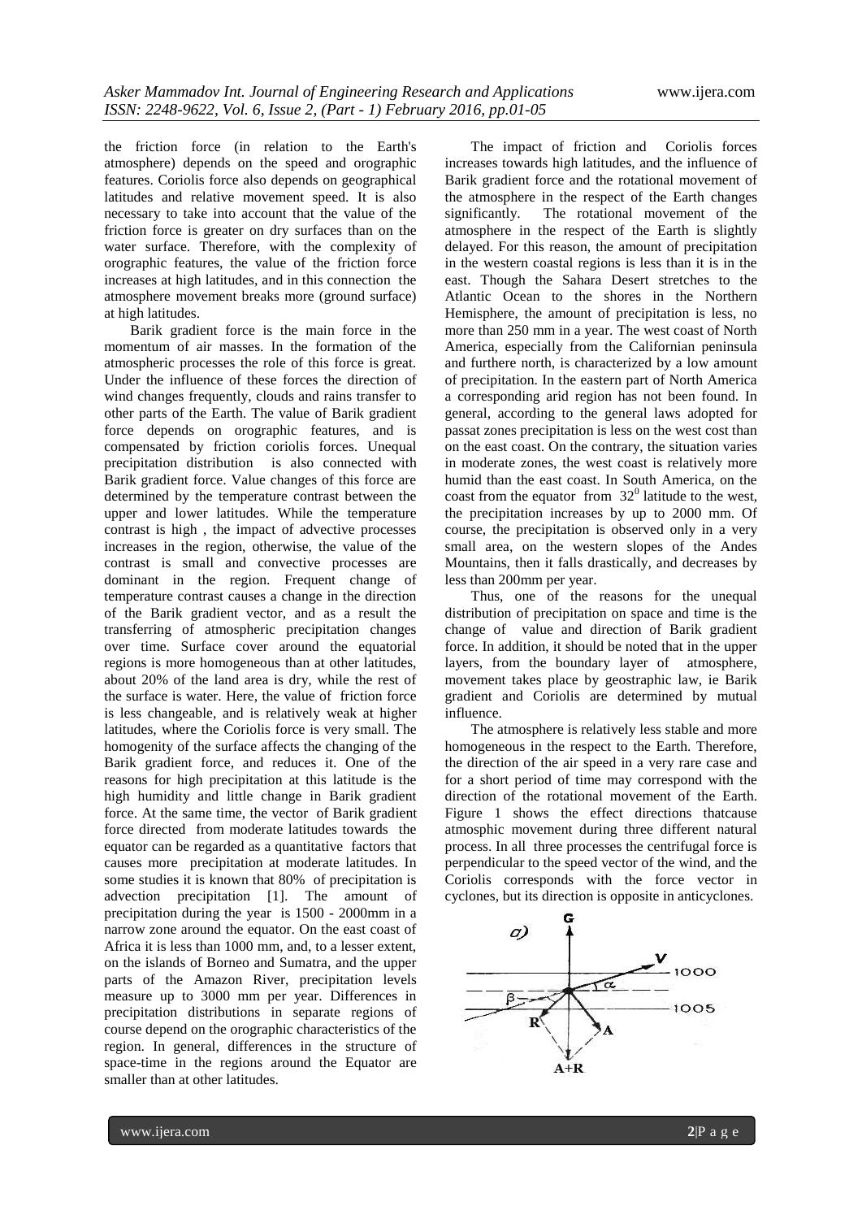the friction force (in relation to the Earth's atmosphere) depends on the speed and orographic features. Coriolis force also depends on geographical latitudes and relative movement speed. It is also necessary to take into account that the value of the friction force is greater on dry surfaces than on the water surface. Therefore, with the complexity of orographic features, the value of the friction force increases at high latitudes, and in this connection the atmosphere movement breaks more (ground surface) at high latitudes.

Barik gradient force is the main force in the momentum of air masses. In the formation of the atmospheric processes the role of this force is great. Under the influence of these forces the direction of wind changes frequently, clouds and rains transfer to other parts of the Earth. The value of Barik gradient force depends on orographic features, and is compensated by friction coriolis forces. Unequal precipitation distribution is also connected with Barik gradient force. Value changes of this force are determined by the temperature contrast between the upper and lower latitudes. While the temperature contrast is high , the impact of advective processes increases in the region, otherwise, the value of the contrast is small and convective processes are dominant in the region. Frequent change of temperature contrast causes a change in the direction of the Barik gradient vector, and as a result the transferring of atmospheric precipitation changes over time. Surface cover around the equatorial regions is more homogeneous than at other latitudes, about 20% of the land area is dry, while the rest of the surface is water. Here, the value of friction force is less changeable, and is relatively weak at higher latitudes, where the Coriolis force is very small. The homogenity of the surface affects the changing of the Barik gradient force, and reduces it. One of the reasons for high precipitation at this latitude is the high humidity and little change in Barik gradient force. At the same time, the vector of Barik gradient force directed from moderate latitudes towards the equator can be regarded as a quantitative factors that causes more precipitation at moderate latitudes. In some studies it is known that 80% of precipitation is advection precipitation [1]. The amount of precipitation during the year is 1500 - 2000mm in a narrow zone around the equator. On the east coast of Africa it is less than 1000 mm, and, to a lesser extent, on the islands of Borneo and Sumatra, and the upper parts of the Amazon River, precipitation levels measure up to 3000 mm per year. Differences in precipitation distributions in separate regions of course depend on the orographic characteristics of the region. In general, differences in the structure of space-time in the regions around the Equator are smaller than at other latitudes.

The impact of friction and Coriolis forces increases towards high latitudes, and the influence of Barik gradient force and the rotational movement of the atmosphere in the respect of the Earth changes significantly. The rotational movement of the atmosphere in the respect of the Earth is slightly delayed. For this reason, the amount of precipitation in the western coastal regions is less than it is in the east. Though the Sahara Desert stretches to the Atlantic Ocean to the shores in the Northern Hemisphere, the amount of precipitation is less, no more than 250 mm in a year. The west coast of North America, especially from the Californian peninsula and furthere north, is characterized by a low amount of precipitation. In the eastern part of North America a corresponding arid region has not been found. In general, according to the general laws adopted for passat zones precipitation is less on the west cost than on the east coast. On the contrary, the situation varies in moderate zones, the west coast is relatively more humid than the east coast. In South America, on the coast from the equator from $32^0$ latitude to the west, the precipitation increases by up to 2000 mm. Of course, the precipitation is observed only in a very small area, on the western slopes of the Andes Mountains, then it falls drastically, and decreases by less than 200mm per year.

Thus, one of the reasons for the unequal distribution of precipitation on space and time is the change of value and direction of Barik gradient force. In addition, it should be noted that in the upper layers, from the boundary layer of atmosphere, movement takes place by geostraphic law, ie Barik gradient and Coriolis are determined by mutual influence.

The atmosphere is relatively less stable and more homogeneous in the respect to the Earth. Therefore, the direction of the air speed in a very rare case and for a short period of time may correspond with the direction of the rotational movement of the Earth. Figure 1 shows the effect directions thatcause atmosphic movement during three different natural process. In all three processes the centrifugal force is perpendicular to the speed vector of the wind, and the Coriolis corresponds with the force vector in cyclones, but its direction is opposite in anticyclones.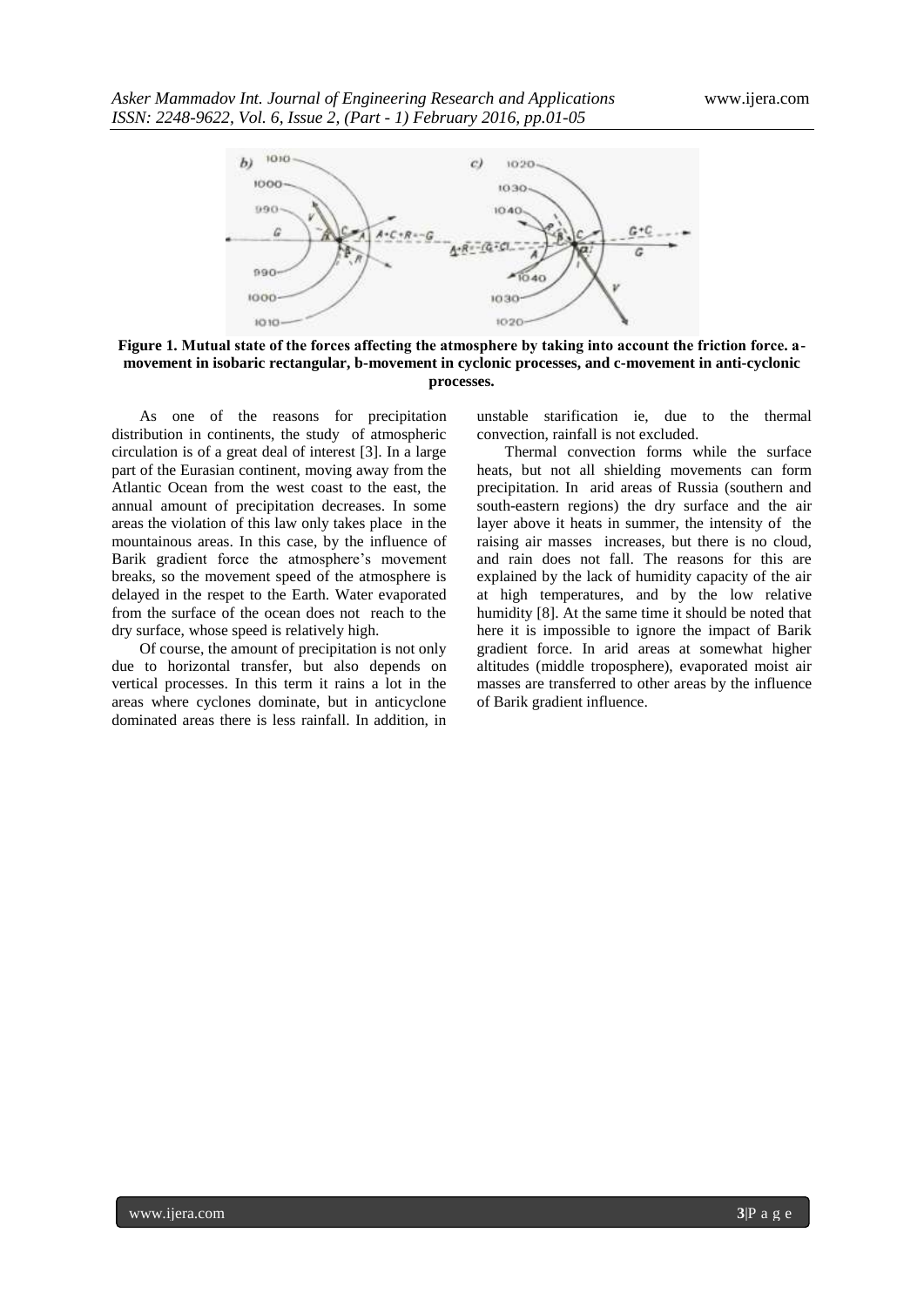**Figure 1. Mutual state of the forces affecting the atmosphere by taking into account the friction force. a-movement in isobaric rectangular, b-movement in cyclonic processes, and c-movement in anti-cyclonic processes.**

As one of the reasons for precipitation distribution in continents, the study of atmospheric circulation is of a great deal of interest [3]. In a large part of the Eurasian continent, moving away from the Atlantic Ocean from the west coast to the east, the annual amount of precipitation decreases. In some areas the violation of this law only takes place in the mountainous areas. In this case, by the influence of Barik gradient force the atmosphere's movement breaks, so the movement speed of the atmosphere is delayed in the respet to the Earth. Water evaporated from the surface of the ocean does not reach to the dry surface, whose speed is relatively high.

Of course, the amount of precipitation is not only due to horizontal transfer, but also depends on vertical processes. In this term it rains a lot in the areas where cyclones dominate, but in anticyclone dominated areas there is less rainfall. In addition, in unstable starification ie, due to the thermal convection, rainfall is not excluded.

Thermal convection forms while the surface heats, but not all shielding movements can form precipitation. In arid areas of Russia (southern and south-eastern regions) the dry surface and the air layer above it heats in summer, the intensity of the raising air masses increases, but there is no cloud, and rain does not fall. The reasons for this are explained by the lack of humidity capacity of the air at high temperatures, and by the low relative humidity [8]. At the same time it should be noted that here it is impossible to ignore the impact of Barik gradient force. In arid areas at somewhat higher altitudes (middle troposphere), evaporated moist air masses are transferred to other areas by the influence of Barik gradient influence.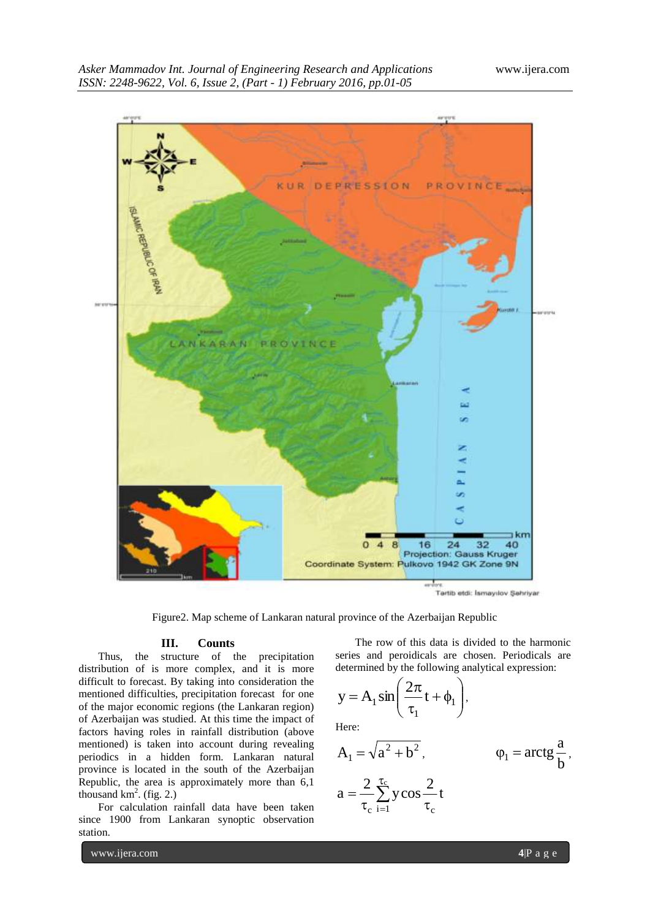Figure2. Map scheme of Lankaran natural province of the Azerbaijan Republic

## III. Counts

Thus, the structure of the precipitation distribution of is more complex, and it is more difficult to forecast. By taking into consideration the mentioned difficulties, precipitation forecast for one of the major economic regions (the Lankaran region) of Azerbaijan was studied. At this time the impact of factors having roles in rainfall distribution (above mentioned) is taken into account during revealing periodics in a hidden form. Lankaran natural province is located in the south of the Azerbaijan Republic, the area is approximately more than 6,1 thousand km$^2$. (fig. 2.)

For calculation rainfall data have been taken since 1900 from Lankaran synoptic observation station.

The row of this data is divided to the harmonic series and peroidicals are chosen. Periodicals are determined by the following analytical expression:

$$y = A_1 \sin\left(\frac{2\pi}{\tau_1} t + \phi_1\right),$$

Here:

$$A_1 = \sqrt{a^2 + b^2}, \qquad \varphi_1 = \operatorname{arctg}\frac{a}{b},$$

$$a = \frac{2}{\tau_c}\sum_{i=1}^{\tau_c} y \cos\frac{2}{\tau_c} t$$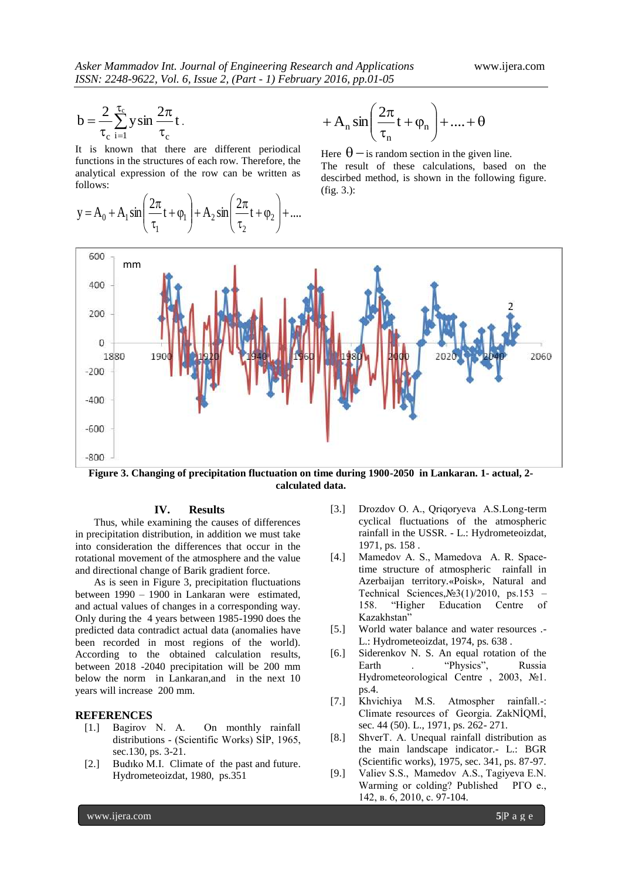$$b = \frac{2}{\tau_c} \sum_{i=1}^{\tau_c} y \sin \frac{2\pi}{\tau_c} t.$$

It is known that there are different periodical functions in the structures of each row. Therefore, the analytical expression of the row can be written as follows:

$$y = A_0 + A_1 \sin\left(\frac{2\pi}{\tau_1} t + \varphi_1\right) + A_2 \sin\left(\frac{2\pi}{\tau_2} t + \varphi_2\right) + \dots + A_n \sin\left(\frac{2\pi}{\tau_n} t + \varphi_n\right) + \dots + \theta$$

Here $\theta -$ is random section in the given line.

The result of these calculations, based on the describred method, is shown in the following figure. (fig. 3.):

mm

600
400
200
0
-200
-400
-600
-800

1880 1900 1920 1940 1960 1980 2000 2020 2040 2060

2

**Figure 3. Changing of precipitation fluctuation on time during 1900-2050 in Lankaran. 1- actual, 2- calculated data.**

## IV. Results

Thus, while examining the causes of differences in precipitation distribution, in addition we must take into consideration the differences that occur in the rotational movement of the atmosphere and the value and directional change of Barik gradient force.

As is seen in Figure 3, precipitation fluctuations between 1990 – 1900 in Lankaran were estimated, and actual values of changes in a corresponding way. Only during the 4 years between 1985-1990 does the predicted data contradict actual data (anomalies have been recorded in most regions of the world). According to the obtained calculation results, between 2018 -2040 precipitation will be 200 mm below the norm in Lankaran,and in the next 10 years will increase 200 mm.

## REFERENCES

[1.] Bagirov N. A. On monthly rainfall distributions - (Scientific Works) SİP, 1965, sec.130, ps. 3-21.

[2.] Budıko M.I. Climate of the past and future. Hydrometeoizdat, 1980, ps.351

[3.] Drozdov O. A., Qriqoryeva A.S.Long-term cyclical fluctuations of the atmospheric rainfall in the USSR. - L.: Hydrometeoizdat, 1971, ps. 158 .

[4.] Mamedov A. S., Mamedova A. R. Space-time structure of atmospheric rainfall in Azerbaijan territory.«Poisk», Natural and Technical Sciences,№3(1)/2010, ps.153 – 158. "Higher Education Centre of Kazakhstan"

[5.] World water balance and water resources .- L.: Hydrometeoizdat, 1974, ps. 638 .

[6.] Siderenkov N. S. An equal rotation of the Earth . "Physics", Russia Hydrometeorological Centre , 2003, №1. ps.4.

[7.] Khvichiya M.S. Atmospher rainfall.-: Climate resources of Georgia. ZakNİQMİ, sec. 44 (50). L., 1971, ps. 262- 271.

[8.] ShverT. A. Unequal rainfall distribution as the main landscape indicator.- L.: BGR (Scientific works), 1975, sec. 341, ps. 87-97.

[9.] Valiev S.S., Mamedov A.S., Tagiyeva E.N. Warming or colding? Published РГО e., 142, в. 6, 2010, c. 97-104.